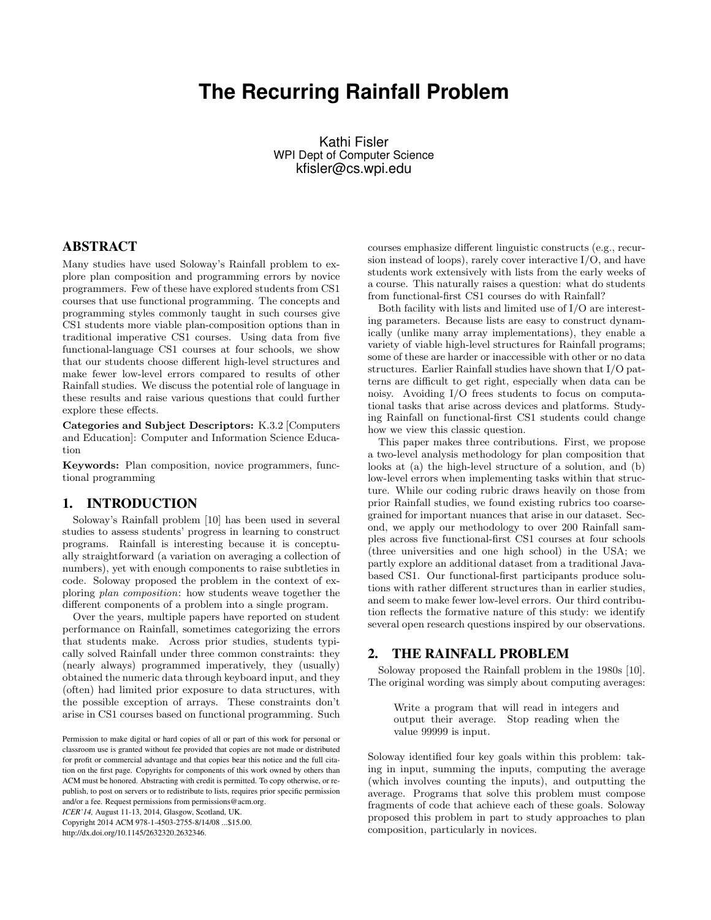# The Recurring Rainfall Problem

Kathi Fisler
WPI Dept of Computer Science
kfisler@cs.wpi.edu

## ABSTRACT

Many studies have used Soloway's Rainfall problem to explore plan composition and programming errors by novice programmers. Few of these have explored students from CS1 courses that use functional programming. The concepts and programming styles commonly taught in such courses give CS1 students more viable plan-composition options than in traditional imperative CS1 courses. Using data from five functional-language CS1 courses at four schools, we show that our students choose different high-level structures and make fewer low-level errors compared to results of other Rainfall studies. We discuss the potential role of language in these results and raise various questions that could further explore these effects.

**Categories and Subject Descriptors:** K.3.2 [Computers and Education]: Computer and Information Science Education

**Keywords:** Plan composition, novice programmers, functional programming

## 1. INTRODUCTION

Soloway's Rainfall problem [10] has been used in several studies to assess students' progress in learning to construct programs. Rainfall is interesting because it is conceptually straightforward (a variation on averaging a collection of numbers), yet with enough components to raise subtleties in code. Soloway proposed the problem in the context of exploring *plan composition*: how students weave together the different components of a problem into a single program.

Over the years, multiple papers have reported on student performance on Rainfall, sometimes categorizing the errors that students make. Across prior studies, students typically solved Rainfall under three common constraints: they (nearly always) programmed imperatively, they (usually) obtained the numeric data through keyboard input, and they (often) had limited prior exposure to data structures, with the possible exception of arrays. These constraints don't arise in CS1 courses based on functional programming. Such courses emphasize different linguistic constructs (e.g., recursion instead of loops), rarely cover interactive I/O, and have students work extensively with lists from the early weeks of a course. This naturally raises a question: what do students from functional-first CS1 courses do with Rainfall?

Both facility with lists and limited use of I/O are interesting parameters. Because lists are easy to construct dynamically (unlike many array implementations), they enable a variety of viable high-level structures for Rainfall programs; some of these are harder or inaccessible with other or no data structures. Earlier Rainfall studies have shown that I/O patterns are difficult to get right, especially when data can be noisy. Avoiding I/O frees students to focus on computational tasks that arise across devices and platforms. Studying Rainfall on functional-first CS1 students could change how we view this classic question.

This paper makes three contributions. First, we propose a two-level analysis methodology for plan composition that looks at (a) the high-level structure of a solution, and (b) low-level errors when implementing tasks within that structure. While our coding rubric draws heavily on those from prior Rainfall studies, we found existing rubrics too coarse-grained for important nuances that arise in our dataset. Second, we apply our methodology to over 200 Rainfall samples across five functional-first CS1 courses at four schools (three universities and one high school) in the USA; we partly explore an additional dataset from a traditional Java-based CS1. Our functional-first participants produce solutions with rather different structures than in earlier studies, and seem to make fewer low-level errors. Our third contribution reflects the formative nature of this study: we identify several open research questions inspired by our observations.

## 2. THE RAINFALL PROBLEM

Soloway proposed the Rainfall problem in the 1980s [10]. The original wording was simply about computing averages:

> Write a program that will read in integers and output their average. Stop reading when the value 99999 is input.

Soloway identified four key goals within this problem: taking in input, summing the inputs, computing the average (which involves counting the inputs), and outputting the average. Programs that solve this problem must compose fragments of code that achieve each of these goals. Soloway proposed this problem in part to study approaches to plan composition, particularly in novices.

Permission to make digital or hard copies of all or part of this work for personal or classroom use is granted without fee provided that copies are not made or distributed for profit or commercial advantage and that copies bear this notice and the full citation on the first page. Copyrights for components of this work owned by others than ACM must be honored. Abstracting with credit is permitted. To copy otherwise, or republish, to post on servers or to redistribute to lists, requires prior specific permission and/or a fee. Request permissions from permissions@acm.org.
*ICER'14,* August 11-13, 2014, Glasgow, Scotland, UK.
Copyright 2014 ACM 978-1-4503-2755-8/14/08 ...$15.00.
http://dx.doi.org/10.1145/2632320.2632346.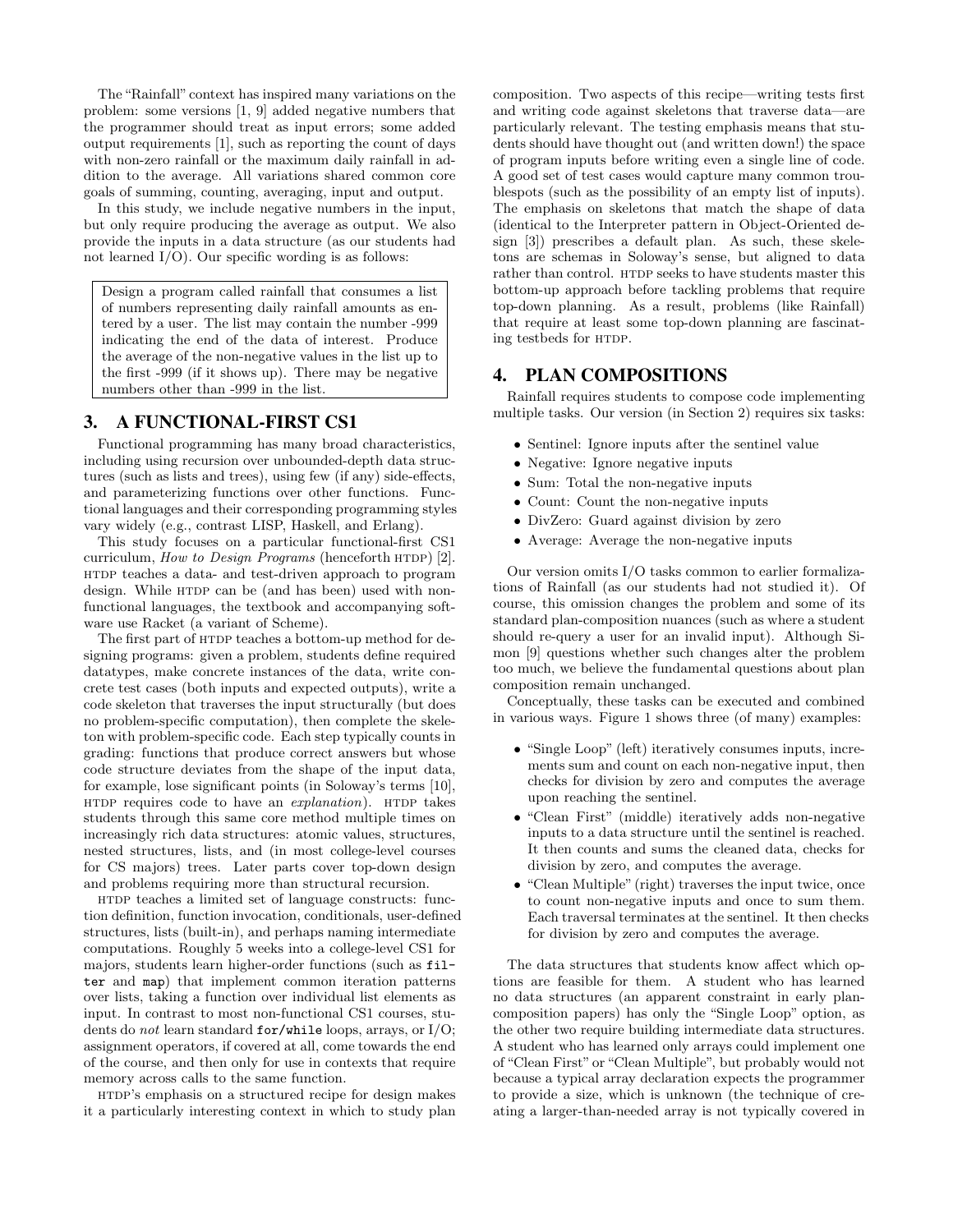The "Rainfall" context has inspired many variations on the problem: some versions [1, 9] added negative numbers that the programmer should treat as input errors; some added output requirements [1], such as reporting the count of days with non-zero rainfall or the maximum daily rainfall in addition to the average. All variations shared common core goals of summing, counting, averaging, input and output.

In this study, we include negative numbers in the input, but only require producing the average as output. We also provide the inputs in a data structure (as our students had not learned I/O). Our specific wording is as follows:

> Design a program called rainfall that consumes a list of numbers representing daily rainfall amounts as entered by a user. The list may contain the number -999 indicating the end of the data of interest. Produce the average of the non-negative values in the list up to the first -999 (if it shows up). There may be negative numbers other than -999 in the list.

## 3. A FUNCTIONAL-FIRST CS1

Functional programming has many broad characteristics, including using recursion over unbounded-depth data structures (such as lists and trees), using few (if any) side-effects, and parameterizing functions over other functions. Functional languages and their corresponding programming styles vary widely (e.g., contrast LISP, Haskell, and Erlang).

This study focuses on a particular functional-first CS1 curriculum, *How to Design Programs* (henceforth HTDP) [2]. HTDP teaches a data- and test-driven approach to program design. While HTDP can be (and has been) used with non-functional languages, the textbook and accompanying software use Racket (a variant of Scheme).

The first part of HTDP teaches a bottom-up method for designing programs: given a problem, students define required datatypes, make concrete instances of the data, write concrete test cases (both inputs and expected outputs), write a code skeleton that traverses the input structurally (but does no problem-specific computation), then complete the skeleton with problem-specific code. Each step typically counts in grading: functions that produce correct answers but whose code structure deviates from the shape of the input data, for example, lose significant points (in Soloway's terms [10], HTDP requires code to have an *explanation*). HTDP takes students through this same core method multiple times on increasingly rich data structures: atomic values, structures, nested structures, lists, and (in most college-level courses for CS majors) trees. Later parts cover top-down design and problems requiring more than structural recursion.

HTDP teaches a limited set of language constructs: function definition, function invocation, conditionals, user-defined structures, lists (built-in), and perhaps naming intermediate computations. Roughly 5 weeks into a college-level CS1 for majors, students learn higher-order functions (such as `filter` and `map`) that implement common iteration patterns over lists, taking a function over individual list elements as input. In contrast to most non-functional CS1 courses, students do *not* learn standard `for/while` loops, arrays, or I/O; assignment operators, if covered at all, come towards the end of the course, and then only for use in contexts that require memory across calls to the same function.

HTDP's emphasis on a structured recipe for design makes it a particularly interesting context in which to study plan composition. Two aspects of this recipe—writing tests first and writing code against skeletons that traverse data—are particularly relevant. The testing emphasis means that students should have thought out (and written down!) the space of program inputs before writing even a single line of code. A good set of test cases would capture many common troublespots (such as the possibility of an empty list of inputs). The emphasis on skeletons that match the shape of data (identical to the Interpreter pattern in Object-Oriented design [3]) prescribes a default plan. As such, these skeletons are schemas in Soloway's sense, but aligned to data rather than control. HTDP seeks to have students master this bottom-up approach before tackling problems that require top-down planning. As a result, problems (like Rainfall) that require at least some top-down planning are fascinating testbeds for HTDP.

## 4. PLAN COMPOSITIONS

Rainfall requires students to compose code implementing multiple tasks. Our version (in Section 2) requires six tasks:

- Sentinel: Ignore inputs after the sentinel value
- Negative: Ignore negative inputs
- Sum: Total the non-negative inputs
- Count: Count the non-negative inputs
- DivZero: Guard against division by zero
- Average: Average the non-negative inputs

Our version omits I/O tasks common to earlier formalizations of Rainfall (as our students had not studied it). Of course, this omission changes the problem and some of its standard plan-composition nuances (such as where a student should re-query a user for an invalid input). Although Simon [9] questions whether such changes alter the problem too much, we believe the fundamental questions about plan composition remain unchanged.

Conceptually, these tasks can be executed and combined in various ways. Figure 1 shows three (of many) examples:

- "Single Loop" (left) iteratively consumes inputs, increments sum and count on each non-negative input, then checks for division by zero and computes the average upon reaching the sentinel.
- "Clean First" (middle) iteratively adds non-negative inputs to a data structure until the sentinel is reached. It then counts and sums the cleaned data, checks for division by zero, and computes the average.
- "Clean Multiple" (right) traverses the input twice, once to count non-negative inputs and once to sum them. Each traversal terminates at the sentinel. It then checks for division by zero and computes the average.

The data structures that students know affect which options are feasible for them. A student who has learned no data structures (an apparent constraint in early plan-composition papers) has only the "Single Loop" option, as the other two require building intermediate data structures. A student who has learned only arrays could implement one of "Clean First" or "Clean Multiple", but probably would not because a typical array declaration expects the programmer to provide a size, which is unknown (the technique of creating a larger-than-needed array is not typically covered in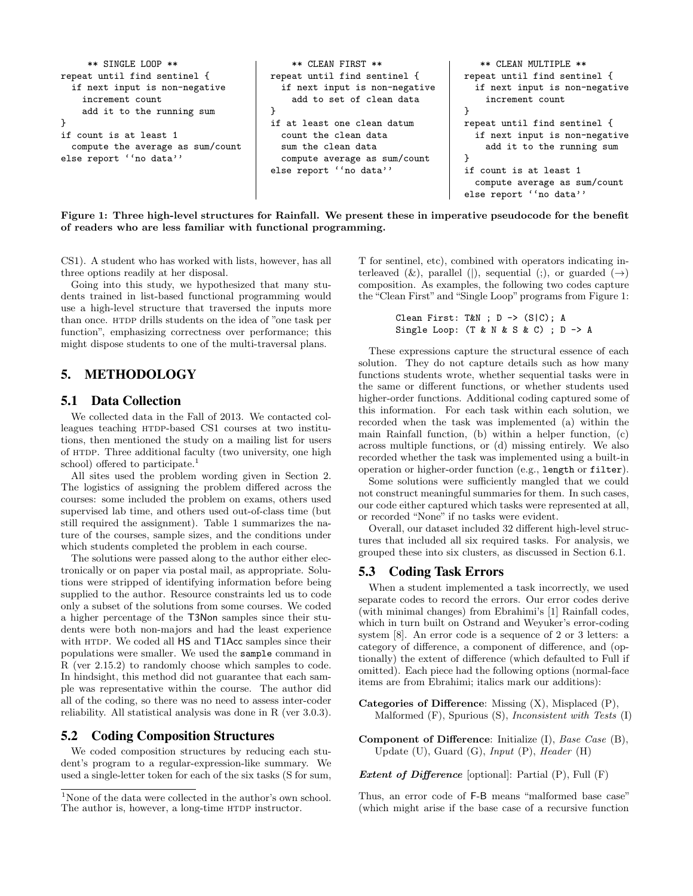```
     ** SINGLE LOOP **
repeat until find sentinel {
  if next input is non-negative
    increment count
    add it to the running sum
}
if count is at least 1
  compute the average as sum/count
else report ''no data''
```

```
     ** CLEAN FIRST **
repeat until find sentinel {
  if next input is non-negative
    add to set of clean data
}
if at least one clean datum
  count the clean data
  sum the clean data
  compute average as sum/count
else report ''no data''
```

```
     ** CLEAN MULTIPLE **
repeat until find sentinel {
  if next input is non-negative
    increment count
}
repeat until find sentinel {
  if next input is non-negative
    add it to the running sum
}
if count is at least 1
  compute average as sum/count
else report ''no data''
```

**Figure 1: Three high-level structures for Rainfall. We present these in imperative pseudocode for the benefit of readers who are less familiar with functional programming.**

CS1). A student who has worked with lists, however, has all three options readily at her disposal.

Going into this study, we hypothesized that many students trained in list-based functional programming would use a high-level structure that traversed the inputs more than once. HTDP drills students on the idea of "one task per function", emphasizing correctness over performance; this might dispose students to one of the multi-traversal plans.

## 5. METHODOLOGY

### 5.1 Data Collection

We collected data in the Fall of 2013. We contacted colleagues teaching HTDP-based CS1 courses at two institutions, then mentioned the study on a mailing list for users of HTDP. Three additional faculty (two university, one high school) offered to participate.[1]

All sites used the problem wording given in Section 2. The logistics of assigning the problem differed across the courses: some included the problem on exams, others used supervised lab time, and others used out-of-class time (but still required the assignment). Table 1 summarizes the nature of the courses, sample sizes, and the conditions under which students completed the problem in each course.

The solutions were passed along to the author either electronically or on paper via postal mail, as appropriate. Solutions were stripped of identifying information before being supplied to the author. Resource constraints led us to code only a subset of the solutions from some courses. We coded a higher percentage of the T3Non samples since their students were both non-majors and had the least experience with HTDP. We coded all HS and T1Acc samples since their populations were smaller. We used the `sample` command in R (ver 2.15.2) to randomly choose which samples to code. In hindsight, this method did not guarantee that each sample was representative within the course. The author did all of the coding, so there was no need to assess inter-coder reliability. All statistical analysis was done in R (ver 3.0.3).

### 5.2 Coding Composition Structures

We coded composition structures by reducing each student's program to a regular-expression-like summary. We used a single-letter token for each of the six tasks (S for sum, T for sentinel, etc), combined with operators indicating interleaved (&), parallel (|), sequential (;), or guarded (→) composition. As examples, the following two codes capture the "Clean First" and "Single Loop" programs from Figure 1:

```
Clean First: T&N ; D -> (S|C); A
Single Loop: (T & N & S & C) ; D -> A
```

These expressions capture the structural essence of each solution. They do not capture details such as how many functions students wrote, whether sequential tasks were in the same or different functions, or whether students used higher-order functions. Additional coding captured some of this information. For each task within each solution, we recorded when the task was implemented (a) within the main Rainfall function, (b) within a helper function, (c) across multiple functions, or (d) missing entirely. We also recorded whether the task was implemented using a built-in operation or higher-order function (e.g., `length` or `filter`).

Some solutions were sufficiently mangled that we could not construct meaningful summaries for them. In such cases, our code either captured which tasks were represented at all, or recorded "None" if no tasks were evident.

Overall, our dataset included 32 different high-level structures that included all six required tasks. For analysis, we grouped these into six clusters, as discussed in Section 6.1.

### 5.3 Coding Task Errors

When a student implemented a task incorrectly, we used separate codes to record the errors. Our error codes derive (with minimal changes) from Ebrahimi's [1] Rainfall codes, which in turn built on Ostrand and Weyuker's error-coding system [8]. An error code is a sequence of 2 or 3 letters: a category of difference, a component of difference, and (optionally) the extent of difference (which defaulted to Full if omitted). Each piece had the following options (normal-face items are from Ebrahimi; italics mark our additions):

**Categories of Difference**: Missing (X), Misplaced (P), Malformed (F), Spurious (S), *Inconsistent with Tests* (I)

**Component of Difference**: Initialize (I), *Base Case* (B), Update (U), Guard (G), *Input* (P), *Header* (H)

***Extent of Difference*** [optional]: Partial (P), Full (F)

Thus, an error code of F-B means "malformed base case" (which might arise if the base case of a recursive function

[1] None of the data were collected in the author's own school. The author is, however, a long-time HTDP instructor.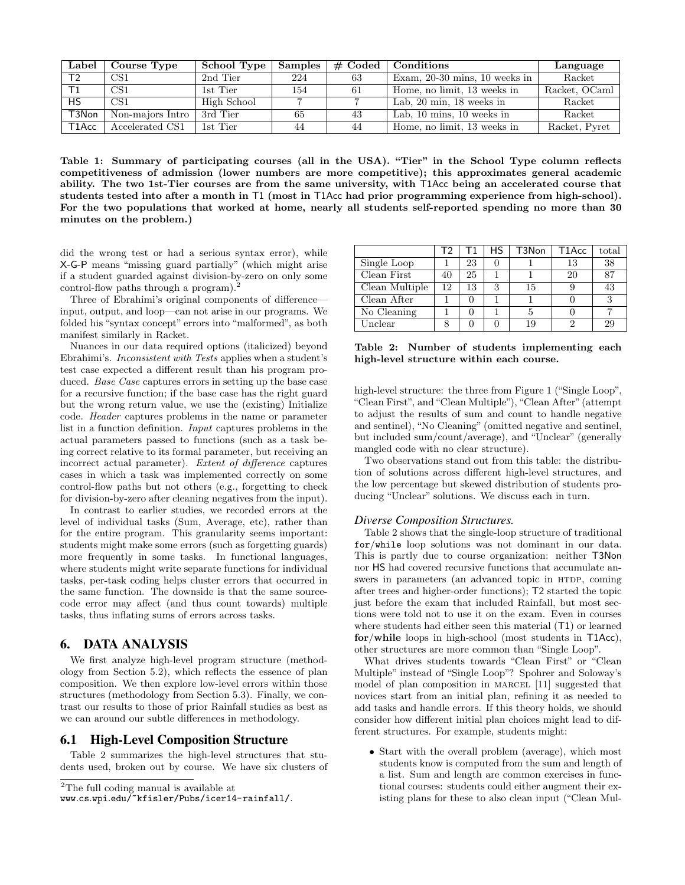| Label | Course Type | School Type | Samples | # Coded | Conditions | Language |
|---|---|---|---|---|---|---|
| T2 | CS1 | 2nd Tier | 224 | 63 | Exam, 20-30 mins, 10 weeks in | Racket |
| T1 | CS1 | 1st Tier | 154 | 61 | Home, no limit, 13 weeks in | Racket, OCaml |
| HS | CS1 | High School | 7 | 7 | Lab, 20 min, 18 weeks in | Racket |
| T3Non | Non-majors Intro | 3rd Tier | 65 | 43 | Lab, 10 mins, 10 weeks in | Racket |
| T1Acc | Accelerated CS1 | 1st Tier | 44 | 44 | Home, no limit, 13 weeks in | Racket, Pyret |

**Table 1: Summary of participating courses (all in the USA). "Tier" in the School Type column reflects competitiveness of admission (lower numbers are more competitive); this approximates general academic ability. The two 1st-Tier courses are from the same university, with T1Acc being an accelerated course that students tested into after a month in T1 (most in T1Acc had prior programming experience from high-school). For the two populations that worked at home, nearly all students self-reported spending no more than 30 minutes on the problem.)**

did the wrong test or had a serious syntax error), while X-G-P means "missing guard partially" (which might arise if a student guarded against division-by-zero on only some control-flow paths through a program).[2]

Three of Ebrahimi's original components of difference—input, output, and loop—can not arise in our programs. We folded his "syntax concept" errors into "malformed", as both manifest similarly in Racket.

Nuances in our data required options (italicized) beyond Ebrahimi's. *Inconsistent with Tests* applies when a student's test case expected a different result than his program produced. *Base Case* captures errors in setting up the base case for a recursive function; if the base case has the right guard but the wrong return value, we use the (existing) Initialize code. *Header* captures problems in the name or parameter list in a function definition. *Input* captures problems in the actual parameters passed to functions (such as a task being correct relative to its formal parameter, but receiving an incorrect actual parameter). *Extent of difference* captures cases in which a task was implemented correctly on some control-flow paths but not others (e.g., forgetting to check for division-by-zero after cleaning negatives from the input).

In contrast to earlier studies, we recorded errors at the level of individual tasks (Sum, Average, etc), rather than for the entire program. This granularity seems important: students might make some errors (such as forgetting guards) more frequently in some tasks. In functional languages, where students might write separate functions for individual tasks, per-task coding helps cluster errors that occurred in the same function. The downside is that the same source-code error may affect (and thus count towards) multiple tasks, thus inflating sums of errors across tasks.

## 6. DATA ANALYSIS

We first analyze high-level program structure (methodology from Section 5.2), which reflects the essence of plan composition. We then explore low-level errors within those structures (methodology from Section 5.3). Finally, we contrast our results to those of prior Rainfall studies as best as we can around our subtle differences in methodology.

### 6.1 High-Level Composition Structure

Table 2 summarizes the high-level structures that students used, broken out by course. We have six clusters of high-level structure: the three from Figure 1 ("Single Loop", "Clean First", and "Clean Multiple"), "Clean After" (attempt to adjust the results of sum and count to handle negative and sentinel), "No Cleaning" (omitted negative and sentinel, but included sum/count/average), and "Unclear" (generally mangled code with no clear structure).

| | T2 | T1 | HS | T3Non | T1Acc | total |
|---|---|---|---|---|---|---|
| Single Loop | 1 | 23 | 0 | 1 | 13 | 38 |
| Clean First | 40 | 25 | 1 | 1 | 20 | 87 |
| Clean Multiple | 12 | 13 | 3 | 15 | 9 | 43 |
| Clean After | 1 | 0 | 1 | 1 | 0 | 3 |
| No Cleaning | 1 | 0 | 1 | 5 | 0 | 7 |
| Unclear | 8 | 0 | 0 | 19 | 2 | 29 |

**Table 2: Number of students implementing each high-level structure within each course.**

Two observations stand out from this table: the distribution of solutions across different high-level structures, and the low percentage but skewed distribution of students producing "Unclear" solutions. We discuss each in turn.

#### *Diverse Composition Structures.*

Table 2 shows that the single-loop structure of traditional `for`/`while` loop solutions was not dominant in our data. This is partly due to course organization: neither T3Non nor HS had covered recursive functions that accumulate answers in parameters (an advanced topic in HTDP, coming after trees and higher-order functions); T2 started the topic just before the exam that included Rainfall, but most sections were told not to use it on the exam. Even in courses where students had either seen this material (T1) or learned **for**/**while** loops in high-school (most students in T1Acc), other structures are more common than "Single Loop".

What drives students towards "Clean First" or "Clean Multiple" instead of "Single Loop"? Spohrer and Soloway's model of plan composition in MARCEL [11] suggested that novices start from an initial plan, refining it as needed to add tasks and handle errors. If this theory holds, we should consider how different initial plan choices might lead to different structures. For example, students might:

- Start with the overall problem (average), which most students know is computed from the sum and length of a list. Sum and length are common exercises in functional courses: students could either augment their existing plans for these to also clean input ("Clean Mul-

[2]The full coding manual is available at www.cs.wpi.edu/~kfisler/Pubs/icer14-rainfall/.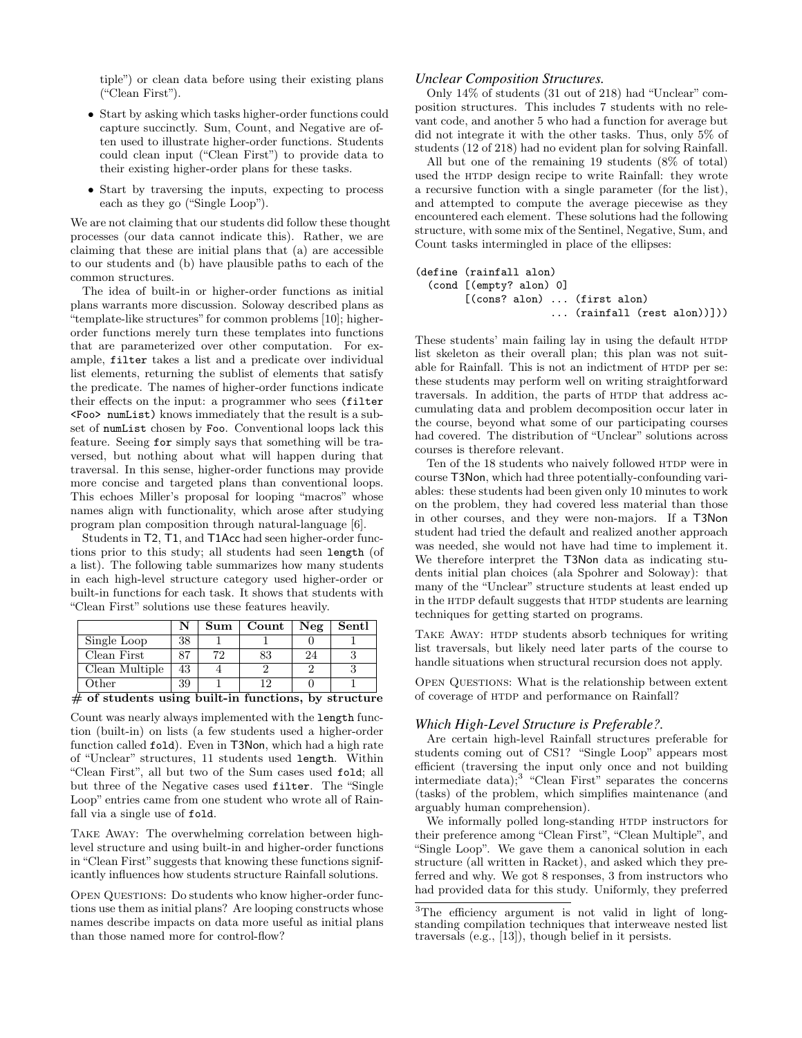tiple") or clean data before using their existing plans ("Clean First").

- Start by asking which tasks higher-order functions could capture succinctly. Sum, Count, and Negative are often used to illustrate higher-order functions. Students could clean input ("Clean First") to provide data to their existing higher-order plans for these tasks.
- Start by traversing the inputs, expecting to process each as they go ("Single Loop").

We are not claiming that our students did follow these thought processes (our data cannot indicate this). Rather, we are claiming that these are initial plans that (a) are accessible to our students and (b) have plausible paths to each of the common structures.

The idea of built-in or higher-order functions as initial plans warrants more discussion. Soloway described plans as "template-like structures" for common problems [10]; higher-order functions merely turn these templates into functions that are parameterized over other computation. For example, `filter` takes a list and a predicate over individual list elements, returning the sublist of elements that satisfy the predicate. The names of higher-order functions indicate their effects on the input: a programmer who sees `(filter <Foo> numList)` knows immediately that the result is a subset of `numList` chosen by `Foo`. Conventional loops lack this feature. Seeing `for` simply says that something will be traversed, but nothing about what will happen during that traversal. In this sense, higher-order functions may provide more concise and targeted plans than conventional loops. This echoes Miller's proposal for looping "macros" whose names align with functionality, which arose after studying program plan composition through natural-language [6].

Students in T2, T1, and T1Acc had seen higher-order functions prior to this study; all students had seen `length` (of a list). The following table summarizes how many students in each high-level structure category used higher-order or built-in functions for each task. It shows that students with "Clean First" solutions use these features heavily.

|  | N | Sum | Count | Neg | Sentl |
|---|---|---|---|---|---|
| Single Loop | 38 | 1 | 1 | 0 | 1 |
| Clean First | 87 | 72 | 83 | 24 | 3 |
| Clean Multiple | 43 | 4 | 2 | 2 | 3 |
| Other | 39 | 1 | 12 | 0 | 1 |

**# of students using built-in functions, by structure**

Count was nearly always implemented with the `length` function (built-in) on lists (a few students used a higher-order function called `fold`). Even in T3Non, which had a high rate of "Unclear" structures, 11 students used `length`. Within "Clean First", all but two of the Sum cases used `fold`; all but three of the Negative cases used `filter`. The "Single Loop" entries came from one student who wrote all of Rainfall via a single use of `fold`.

TAKE AWAY: The overwhelming correlation between high-level structure and using built-in and higher-order functions in "Clean First" suggests that knowing these functions significantly influences how students structure Rainfall solutions.

OPEN QUESTIONS: Do students who know higher-order functions use them as initial plans? Are looping constructs whose names describe impacts on data more useful as initial plans than those named more for control-flow?

### *Unclear Composition Structures.*

Only 14% of students (31 out of 218) had "Unclear" composition structures. This includes 7 students with no relevant code, and another 5 who had a function for average but did not integrate it with the other tasks. Thus, only 5% of students (12 of 218) had no evident plan for solving Rainfall.

All but one of the remaining 19 students (8% of total) used the HTDP design recipe to write Rainfall: they wrote a recursive function with a single parameter (for the list), and attempted to compute the average piecewise as they encountered each element. These solutions had the following structure, with some mix of the Sentinel, Negative, Sum, and Count tasks intermingled in place of the ellipses:

```
(define (rainfall alon)
  (cond [(empty? alon) 0]
        [(cons? alon) ... (first alon)
                      ... (rainfall (rest alon))]))
```

These students' main failing lay in using the default HTDP list skeleton as their overall plan; this plan was not suitable for Rainfall. This is not an indictment of HTDP per se: these students may perform well on writing straightforward traversals. In addition, the parts of HTDP that address accumulating data and problem decomposition occur later in the course, beyond what some of our participating courses had covered. The distribution of "Unclear" solutions across courses is therefore relevant.

Ten of the 18 students who naively followed HTDP were in course T3Non, which had three potentially-confounding variables: these students had been given only 10 minutes to work on the problem, they had covered less material than those in other courses, and they were non-majors. If a T3Non student had tried the default and realized another approach was needed, she would not have had time to implement it. We therefore interpret the T3Non data as indicating students initial plan choices (ala Spohrer and Soloway): that many of the "Unclear" structure students at least ended up in the HTDP default suggests that HTDP students are learning techniques for getting started on programs.

TAKE AWAY: HTDP students absorb techniques for writing list traversals, but likely need later parts of the course to handle situations when structural recursion does not apply.

OPEN QUESTIONS: What is the relationship between extent of coverage of HTDP and performance on Rainfall?

### *Which High-Level Structure is Preferable?.*

Are certain high-level Rainfall structures preferable for students coming out of CS1? "Single Loop" appears most efficient (traversing the input only once and not building intermediate data);[3] "Clean First" separates the concerns (tasks) of the problem, which simplifies maintenance (and arguably human comprehension).

We informally polled long-standing HTDP instructors for their preference among "Clean First", "Clean Multiple", and "Single Loop". We gave them a canonical solution in each structure (all written in Racket), and asked which they preferred and why. We got 8 responses, 3 from instructors who had provided data for this study. Uniformly, they preferred

[3]The efficiency argument is not valid in light of long-standing compilation techniques that interweave nested list traversals (e.g., [13]), though belief in it persists.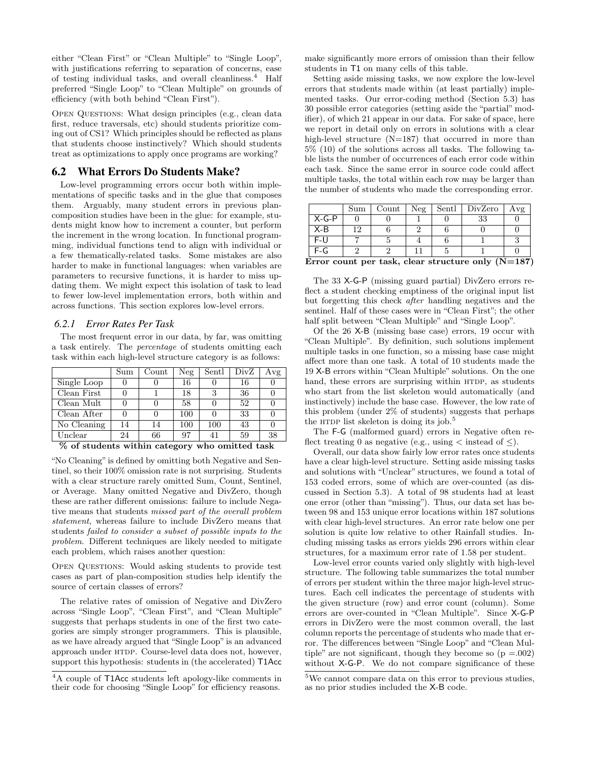either "Clean First" or "Clean Multiple" to "Single Loop", with justifications referring to separation of concerns, ease of testing individual tasks, and overall cleanliness.[4] Half preferred "Single Loop" to "Clean Multiple" on grounds of efficiency (with both behind "Clean First").

OPEN QUESTIONS: What design principles (e.g., clean data first, reduce traversals, etc) should students prioritize coming out of CS1? Which principles should be reflected as plans that students choose instinctively? Which should students treat as optimizations to apply once programs are working?

## 6.2 What Errors Do Students Make?

Low-level programming errors occur both within implementations of specific tasks and in the glue that composes them. Arguably, many student errors in previous plan-composition studies have been in the glue: for example, students might know how to increment a counter, but perform the increment in the wrong location. In functional programming, individual functions tend to align with individual or a few thematically-related tasks. Some mistakes are also harder to make in functional languages: when variables are parameters to recursive functions, it is harder to miss updating them. We might expect this isolation of task to lead to fewer low-level implementation errors, both within and across functions. This section explores low-level errors.

### 6.2.1 Error Rates Per Task

The most frequent error in our data, by far, was omitting a task entirely. The *percentage* of students omitting each task within each high-level structure category is as follows:

| | Sum | Count | Neg | Sentl | DivZ | Avg |
|---|---|---|---|---|---|---|
| Single Loop | 0 | 0 | 16 | 0 | 16 | 0 |
| Clean First | 0 | 1 | 18 | 3 | 36 | 0 |
| Clean Mult | 0 | 0 | 58 | 0 | 52 | 0 |
| Clean After | 0 | 0 | 100 | 0 | 33 | 0 |
| No Cleaning | 14 | 14 | 100 | 100 | 43 | 0 |
| Unclear | 24 | 66 | 97 | 41 | 59 | 38 |

**% of students within category who omitted task**

"No Cleaning" is defined by omitting both Negative and Sentinel, so their 100% omission rate is not surprising. Students with a clear structure rarely omitted Sum, Count, Sentinel, or Average. Many omitted Negative and DivZero, though these are rather different omissions: failure to include Negative means that students *missed part of the overall problem statement*, whereas failure to include DivZero means that students *failed to consider a subset of possible inputs to the problem*. Different techniques are likely needed to mitigate each problem, which raises another question:

OPEN QUESTIONS: Would asking students to provide test cases as part of plan-composition studies help identify the source of certain classes of errors?

The relative rates of omission of Negative and DivZero across "Single Loop", "Clean First", and "Clean Multiple" suggests that perhaps students in one of the first two categories are simply stronger programmers. This is plausible, as we have already argued that "Single Loop" is an advanced approach under HTDP. Course-level data does not, however, support this hypothesis: students in (the accelerated) T1Acc make significantly more errors of omission than their fellow students in T1 on many cells of this table.

Setting aside missing tasks, we now explore the low-level errors that students made within (at least partially) implemented tasks. Our error-coding method (Section 5.3) has 30 possible error categories (setting aside the "partial" modifier), of which 21 appear in our data. For sake of space, here we report in detail only on errors in solutions with a clear high-level structure (N=187) that occurred in more than 5% (10) of the solutions across all tasks. The following table lists the number of occurrences of each error code within each task. Since the same error in source code could affect multiple tasks, the total within each row may be larger than the number of students who made the corresponding error.

| | Sum | Count | Neg | Sentl | DivZero | Avg |
|---|---|---|---|---|---|---|
| X-G-P | 0 | 0 | 1 | 0 | 33 | 0 |
| X-B | 12 | 6 | 2 | 6 | 0 | 0 |
| F-U | 7 | 5 | 4 | 6 | 1 | 3 |
| F-G | 2 | 2 | 11 | 5 | 1 | 0 |

**Error count per task, clear structure only (N=187)**

The 33 X-G-P (missing guard partial) DivZero errors reflect a student checking emptiness of the original input list but forgetting this check *after* handling negatives and the sentinel. Half of these cases were in "Clean First"; the other half split between "Clean Multiple" and "Single Loop".

Of the 26 X-B (missing base case) errors, 19 occur with "Clean Multiple". By definition, such solutions implement multiple tasks in one function, so a missing base case might affect more than one task. A total of 10 students made the 19 X-B errors within "Clean Multiple" solutions. On the one hand, these errors are surprising within HTDP, as students who start from the list skeleton would automatically (and instinctively) include the base case. However, the low rate of this problem (under 2% of students) suggests that perhaps the HTDP list skeleton is doing its job.[5]

The F-G (malformed guard) errors in Negative often reflect treating 0 as negative (e.g., using $<$ instead of $\leq$).

Overall, our data show fairly low error rates once students have a clear high-level structure. Setting aside missing tasks and solutions with "Unclear" structures, we found a total of 153 coded errors, some of which are over-counted (as discussed in Section 5.3). A total of 98 students had at least one error (other than "missing"). Thus, our data set has between 98 and 153 unique error locations within 187 solutions with clear high-level structures. An error rate below one per solution is quite low relative to other Rainfall studies. Including missing tasks as errors yields 296 errors within clear structures, for a maximum error rate of 1.58 per student.

Low-level error counts varied only slightly with high-level structure. The following table summarizes the total number of errors per student within the three major high-level structures. Each cell indicates the percentage of students with the given structure (row) and error count (column). Some errors are over-counted in "Clean Multiple". Since X-G-P errors in DivZero were the most common overall, the last column reports the percentage of students who made that error. The differences between "Single Loop" and "Clean Multiple" are not significant, though they become so ($p = .002$) without X-G-P. We do not compare significance of these

[4] A couple of T1Acc students left apology-like comments in their code for choosing "Single Loop" for efficiency reasons.

[5] We cannot compare data on this error to previous studies, as no prior studies included the X-B code.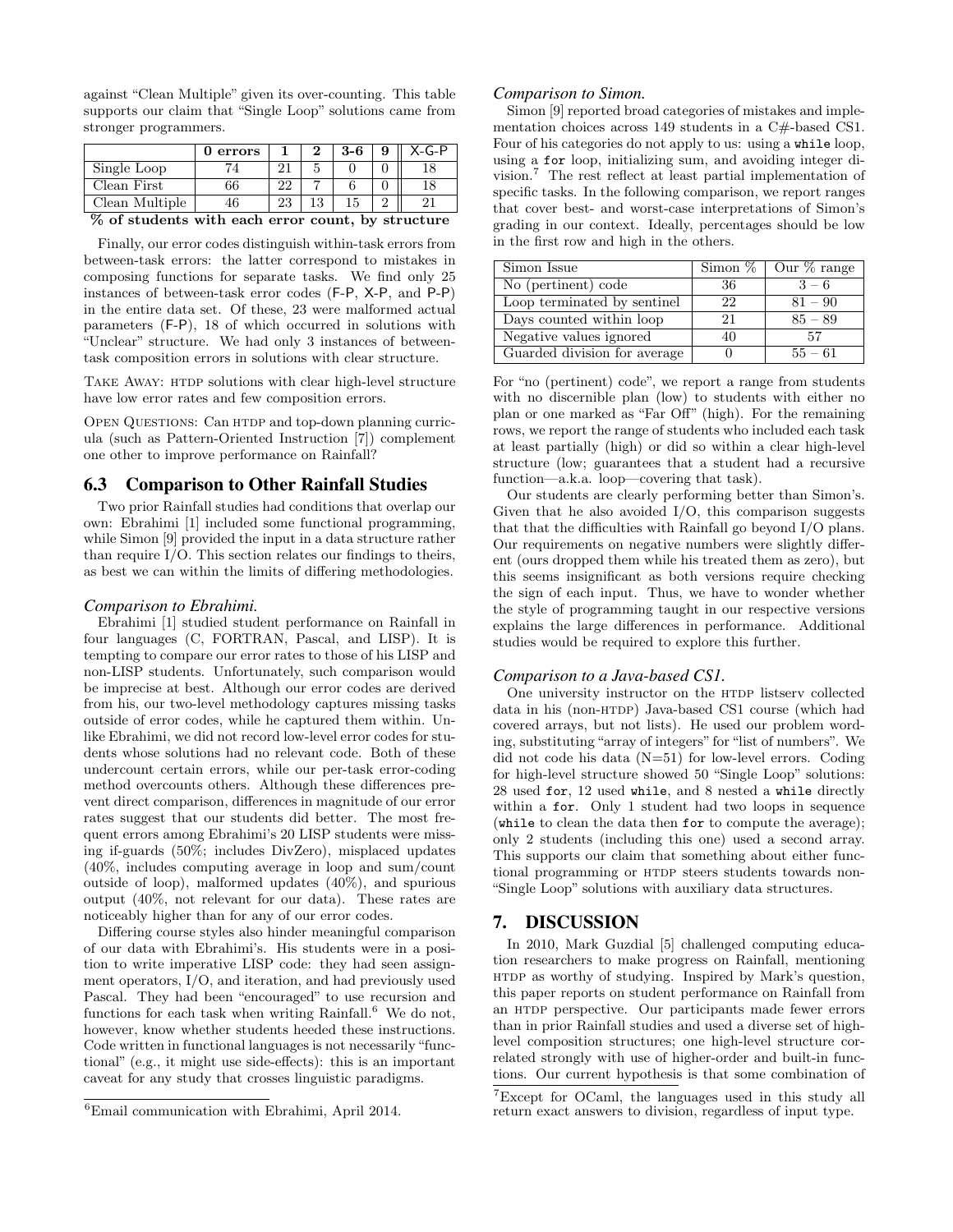against "Clean Multiple" given its over-counting. This table supports our claim that "Single Loop" solutions came from stronger programmers.

| | 0 errors | 1 | 2 | 3-6 | 9 | X-G-P |
|---|---|---|---|---|---|---|
| Single Loop | 74 | 21 | 5 | 0 | 0 | 18 |
| Clean First | 66 | 22 | 7 | 6 | 0 | 18 |
| Clean Multiple | 46 | 23 | 13 | 15 | 2 | 21 |

**% of students with each error count, by structure**

Finally, our error codes distinguish within-task errors from between-task errors: the latter correspond to mistakes in composing functions for separate tasks. We find only 25 instances of between-task error codes (F-P, X-P, and P-P) in the entire data set. Of these, 23 were malformed actual parameters (F-P), 18 of which occurred in solutions with "Unclear" structure. We had only 3 instances of between-task composition errors in solutions with clear structure.

TAKE AWAY: HTDP solutions with clear high-level structure have low error rates and few composition errors.

OPEN QUESTIONS: Can HTDP and top-down planning curricula (such as Pattern-Oriented Instruction [7]) complement one other to improve performance on Rainfall?

## 6.3 Comparison to Other Rainfall Studies

Two prior Rainfall studies had conditions that overlap our own: Ebrahimi [1] included some functional programming, while Simon [9] provided the input in a data structure rather than require I/O. This section relates our findings to theirs, as best we can within the limits of differing methodologies.

### *Comparison to Ebrahimi.*

Ebrahimi [1] studied student performance on Rainfall in four languages (C, FORTRAN, Pascal, and LISP). It is tempting to compare our error rates to those of his LISP and non-LISP students. Unfortunately, such comparison would be imprecise at best. Although our error codes are derived from his, our two-level methodology captures missing tasks outside of error codes, while he captured them within. Unlike Ebrahimi, we did not record low-level error codes for students whose solutions had no relevant code. Both of these undercount certain errors, while our per-task error-coding method overcounts others. Although these differences prevent direct comparison, differences in magnitude of our error rates suggest that our students did better. The most frequent errors among Ebrahimi's 20 LISP students were missing if-guards (50%; includes DivZero), misplaced updates (40%, includes computing average in loop and sum/count outside of loop), malformed updates (40%), and spurious output (40%, not relevant for our data). These rates are noticeably higher than for any of our error codes.

Differing course styles also hinder meaningful comparison of our data with Ebrahimi's. His students were in a position to write imperative LISP code: they had seen assignment operators, I/O, and iteration, and had previously used Pascal. They had been "encouraged" to use recursion and functions for each task when writing Rainfall.[6] We do not, however, know whether students heeded these instructions. Code written in functional languages is not necessarily "functional" (e.g., it might use side-effects): this is an important caveat for any study that crosses linguistic paradigms.

[6]Email communication with Ebrahimi, April 2014.

### *Comparison to Simon.*

Simon [9] reported broad categories of mistakes and implementation choices across 149 students in a C#-based CS1. Four of his categories do not apply to us: using a `while` loop, using a `for` loop, initializing sum, and avoiding integer division.[7] The rest reflect at least partial implementation of specific tasks. In the following comparison, we report ranges that cover best- and worst-case interpretations of Simon's grading in our context. Ideally, percentages should be low in the first row and high in the others.

| Simon Issue | Simon % | Our % range |
|---|---|---|
| No (pertinent) code | 36 | 3 – 6 |
| Loop terminated by sentinel | 22 | 81 – 90 |
| Days counted within loop | 21 | 85 – 89 |
| Negative values ignored | 40 | 57 |
| Guarded division for average | 0 | 55 – 61 |

For "no (pertinent) code", we report a range from students with no discernible plan (low) to students with either no plan or one marked as "Far Off" (high). For the remaining rows, we report the range of students who included each task at least partially (high) or did so within a clear high-level structure (low; guarantees that a student had a recursive function—a.k.a. loop—covering that task).

Our students are clearly performing better than Simon's. Given that he also avoided I/O, this comparison suggests that that the difficulties with Rainfall go beyond I/O plans. Our requirements on negative numbers were slightly different (ours dropped them while his treated them as zero), but this seems insignificant as both versions require checking the sign of each input. Thus, we have to wonder whether the style of programming taught in our respective versions explains the large differences in performance. Additional studies would be required to explore this further.

### *Comparison to a Java-based CS1.*

One university instructor on the HTDP listserv collected data in his (non-HTDP) Java-based CS1 course (which had covered arrays, but not lists). He used our problem wording, substituting "array of integers" for "list of numbers". We did not code his data (N=51) for low-level errors. Coding for high-level structure showed 50 "Single Loop" solutions: 28 used `for`, 12 used `while`, and 8 nested a `while` directly within a `for`. Only 1 student had two loops in sequence (`while` to clean the data then `for` to compute the average); only 2 students (including this one) used a second array. This supports our claim that something about either functional programming or HTDP steers students towards non-"Single Loop" solutions with auxiliary data structures.

# 7. DISCUSSION

In 2010, Mark Guzdial [5] challenged computing education researchers to make progress on Rainfall, mentioning HTDP as worthy of studying. Inspired by Mark's question, this paper reports on student performance on Rainfall from an HTDP perspective. Our participants made fewer errors than in prior Rainfall studies and used a diverse set of high-level composition structures; one high-level structure correlated strongly with use of higher-order and built-in functions. Our current hypothesis is that some combination of

[7]Except for OCaml, the languages used in this study all return exact answers to division, regardless of input type.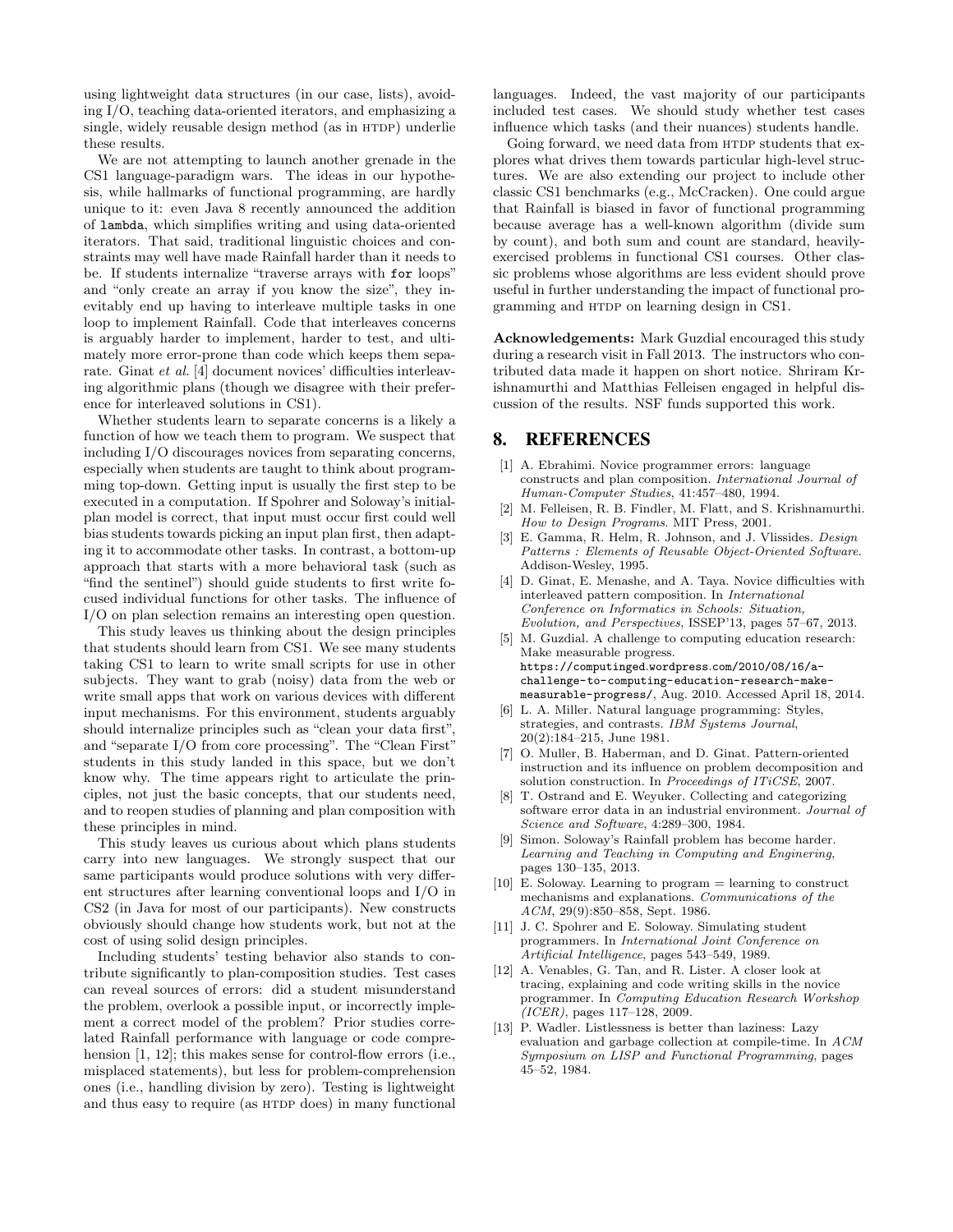using lightweight data structures (in our case, lists), avoiding I/O, teaching data-oriented iterators, and emphasizing a single, widely reusable design method (as in HTDP) underlie these results.

We are not attempting to launch another grenade in the CS1 language-paradigm wars. The ideas in our hypothesis, while hallmarks of functional programming, are hardly unique to it: even Java 8 recently announced the addition of `lambda`, which simplifies writing and using data-oriented iterators. That said, traditional linguistic choices and constraints may well have made Rainfall harder than it needs to be. If students internalize "traverse arrays with `for` loops" and "only create an array if you know the size", they inevitably end up having to interleave multiple tasks in one loop to implement Rainfall. Code that interleaves concerns is arguably harder to implement, harder to test, and ultimately more error-prone than code which keeps them separate. Ginat *et al.* [4] document novices' difficulties interleaving algorithmic plans (though we disagree with their preference for interleaved solutions in CS1).

Whether students learn to separate concerns is a likely a function of how we teach them to program. We suspect that including I/O discourages novices from separating concerns, especially when students are taught to think about programming top-down. Getting input is usually the first step to be executed in a computation. If Spohrer and Soloway's initial-plan model is correct, that input must occur first could well bias students towards picking an input plan first, then adapting it to accommodate other tasks. In contrast, a bottom-up approach that starts with a more behavioral task (such as "find the sentinel") should guide students to first write focused individual functions for other tasks. The influence of I/O on plan selection remains an interesting open question.

This study leaves us thinking about the design principles that students should learn from CS1. We see many students taking CS1 to learn to write small scripts for use in other subjects. They want to grab (noisy) data from the web or write small apps that work on various devices with different input mechanisms. For this environment, students arguably should internalize principles such as "clean your data first", and "separate I/O from core processing". The "Clean First" students in this study landed in this space, but we don't know why. The time appears right to articulate the principles, not just the basic concepts, that our students need, and to reopen studies of planning and plan composition with these principles in mind.

This study leaves us curious about which plans students carry into new languages. We strongly suspect that our same participants would produce solutions with very different structures after learning conventional loops and I/O in CS2 (in Java for most of our participants). New constructs obviously should change how students work, but not at the cost of using solid design principles.

Including students' testing behavior also stands to contribute significantly to plan-composition studies. Test cases can reveal sources of errors: did a student misunderstand the problem, overlook a possible input, or incorrectly implement a correct model of the problem? Prior studies correlated Rainfall performance with language or code comprehension [1, 12]; this makes sense for control-flow errors (i.e., misplaced statements), but less for problem-comprehension ones (i.e., handling division by zero). Testing is lightweight and thus easy to require (as HTDP does) in many functional languages. Indeed, the vast majority of our participants included test cases. We should study whether test cases influence which tasks (and their nuances) students handle.

Going forward, we need data from HTDP students that explores what drives them towards particular high-level structures. We are also extending our project to include other classic CS1 benchmarks (e.g., McCracken). One could argue that Rainfall is biased in favor of functional programming because average has a well-known algorithm (divide sum by count), and both sum and count are standard, heavily-exercised problems in functional CS1 courses. Other classic problems whose algorithms are less evident should prove useful in further understanding the impact of functional programming and HTDP on learning design in CS1.

**Acknowledgements:** Mark Guzdial encouraged this study during a research visit in Fall 2013. The instructors who contributed data made it happen on short notice. Shriram Krishnamurthi and Matthias Felleisen engaged in helpful discussion of the results. NSF funds supported this work.

## 8. REFERENCES

[1] A. Ebrahimi. Novice programmer errors: language constructs and plan composition. *International Journal of Human-Computer Studies*, 41:457–480, 1994.

[2] M. Felleisen, R. B. Findler, M. Flatt, and S. Krishnamurthi. *How to Design Programs*. MIT Press, 2001.

[3] E. Gamma, R. Helm, R. Johnson, and J. Vlissides. *Design Patterns : Elements of Reusable Object-Oriented Software*. Addison-Wesley, 1995.

[4] D. Ginat, E. Menashe, and A. Taya. Novice difficulties with interleaved pattern composition. In *International Conference on Informatics in Schools: Situation, Evolution, and Perspectives*, ISSEP'13, pages 57–67, 2013.

[5] M. Guzdial. A challenge to computing education research: Make measurable progress. https://computinged.wordpress.com/2010/08/16/a-challenge-to-computing-education-research-make-measurable-progress/, Aug. 2010. Accessed April 18, 2014.

[6] L. A. Miller. Natural language programming: Styles, strategies, and contrasts. *IBM Systems Journal*, 20(2):184–215, June 1981.

[7] O. Muller, B. Haberman, and D. Ginat. Pattern-oriented instruction and its influence on problem decomposition and solution construction. In *Proceedings of ITiCSE*, 2007.

[8] T. Ostrand and E. Weyuker. Collecting and categorizing software error data in an industrial environment. *Journal of Science and Software*, 4:289–300, 1984.

[9] Simon. Soloway's Rainfall problem has become harder. *Learning and Teaching in Computing and Enginering*, pages 130–135, 2013.

[10] E. Soloway. Learning to program = learning to construct mechanisms and explanations. *Communications of the ACM*, 29(9):850–858, Sept. 1986.

[11] J. C. Spohrer and E. Soloway. Simulating student programmers. In *International Joint Conference on Artificial Intelligence*, pages 543–549, 1989.

[12] A. Venables, G. Tan, and R. Lister. A closer look at tracing, explaining and code writing skills in the novice programmer. In *Computing Education Research Workshop (ICER)*, pages 117–128, 2009.

[13] P. Wadler. Listlessness is better than laziness: Lazy evaluation and garbage collection at compile-time. In *ACM Symposium on LISP and Functional Programming*, pages 45–52, 1984.